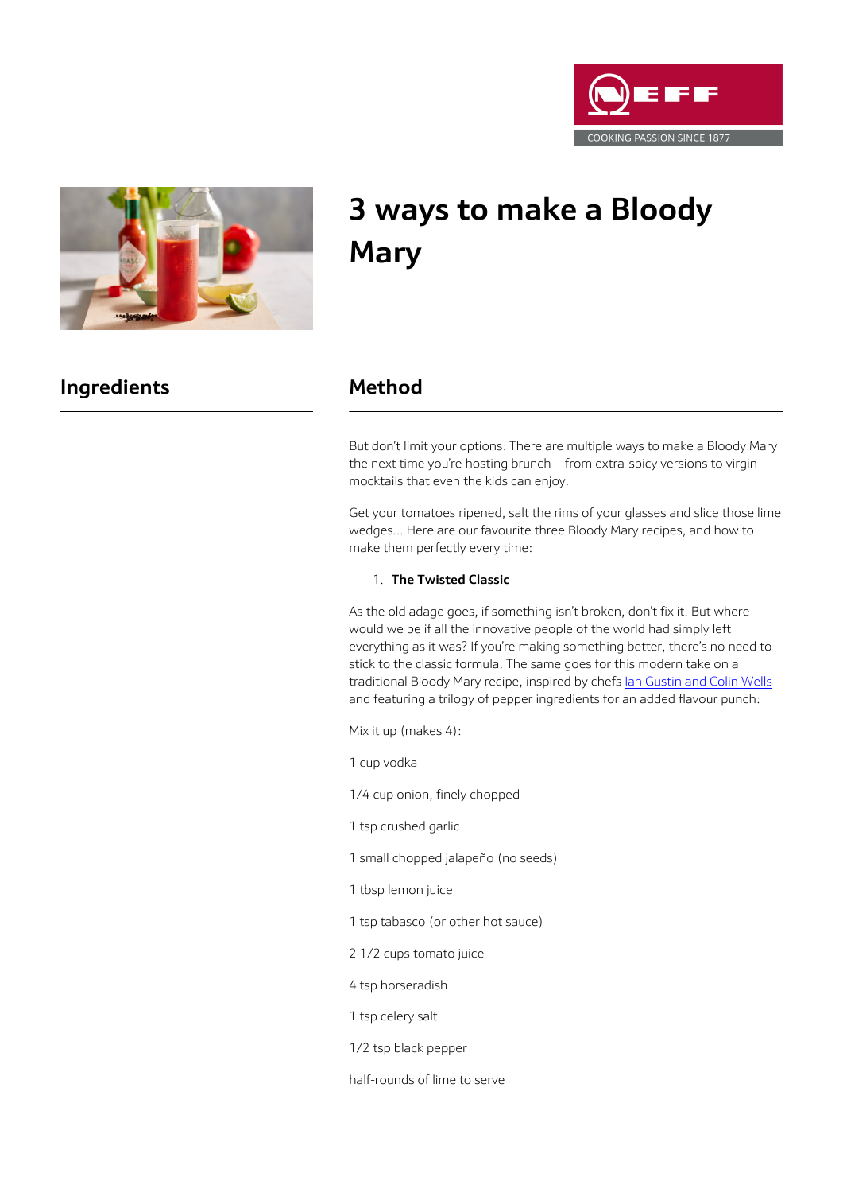# 3 ways to make a Bloody Mary

## Ingredients

## Method

But don't limit your options: There are multiple ways to make a Bloody Mary the next time you're hosting brunch – from extra-spicy versions to virgin mocktails that even the kids can enjoy.

Get your tomatoes ripened, salt the rims of your glasses and slice those lime wedges... Here are our favourite three Bloody Mary recipes, and how to make them perfectly every time:

1. **The Twisted Classic**

As the old adage goes, if something isn't broken, don't fix it. But where would we be if all the innovative people of the world had simply left everything as it was? If you're making something better, there's no need to stick to the classic formula. The same goes for this modern take on a traditional Bloody Mary recipe, inspired by chefs Ian Gustin and Colin Wells and featuring a trilogy of pepper ingredients for an added flavour punch:

Mix it up (makes 4):

1 cup vodka

1/4 cup onion, finely chopped

1 tsp crushed garlic

1 small chopped jalapeño (no seeds)

1 tbsp lemon juice

1 tsp tabasco (or other hot sauce)

2 1/2 cups tomato juice

4 tsp horseradish

1 tsp celery salt

1/2 tsp black pepper

half-rounds of lime to serve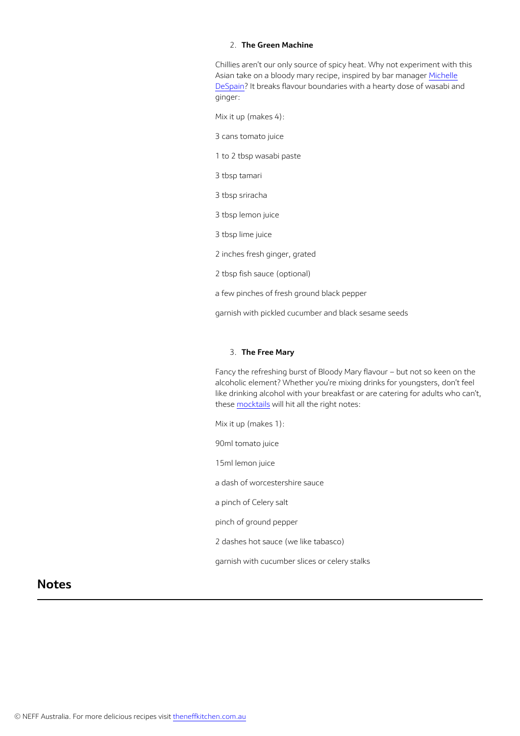2. **The Green Machine**

Chillies aren't our only source of spicy heat. Why not experiment with this Asian take on a bloody mary recipe, inspired by bar manager [Michelle DeSpain](#)? It breaks flavour boundaries with a hearty dose of wasabi and ginger:

Mix it up (makes 4):

3 cans tomato juice

1 to 2 tbsp wasabi paste

3 tbsp tamari

3 tbsp sriracha

3 tbsp lemon juice

3 tbsp lime juice

2 inches fresh ginger, grated

2 tbsp fish sauce (optional)

a few pinches of fresh ground black pepper

garnish with pickled cucumber and black sesame seeds

3. **The Free Mary**

Fancy the refreshing burst of Bloody Mary flavour – but not so keen on the alcoholic element? Whether you're mixing drinks for youngsters, don't feel like drinking alcohol with your breakfast or are catering for adults who can't, these [mocktails](#) will hit all the right notes:

Mix it up (makes 1):

90ml tomato juice

15ml lemon juice

a dash of worcestershire sauce

a pinch of Celery salt

pinch of ground pepper

2 dashes hot sauce (we like tabasco)

garnish with cucumber slices or celery stalks

## Notes

© NEFF Australia. For more delicious recipes visit [theneffkitchen.com.au](#)